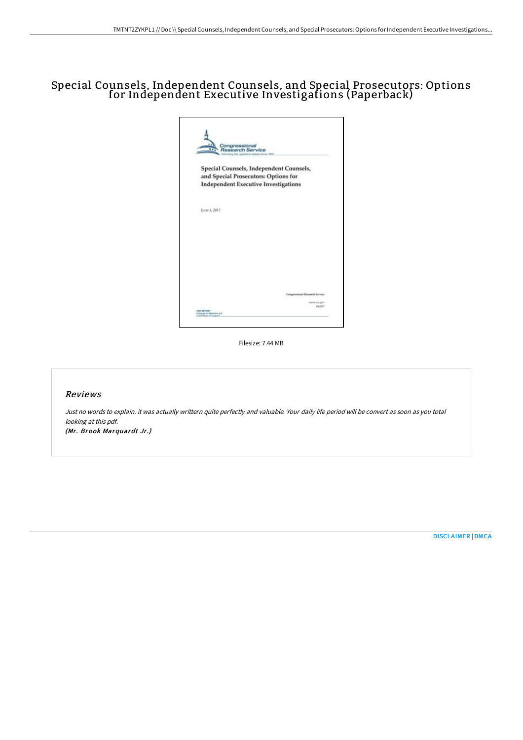# Special Counsels, Independent Counsels, and Special Prosecutors: Options for Independent Executive Investigations (Paperback)

Filesize: 7.44 MB

## Reviews

*Just no words to explain. it was actually writtern quite perfectly and valuable. Your daily life period will be convert as soon as you total looking at this pdf.*

***(Mr. Brook Marquardt Jr.)***

DISCLAIMER | DMCA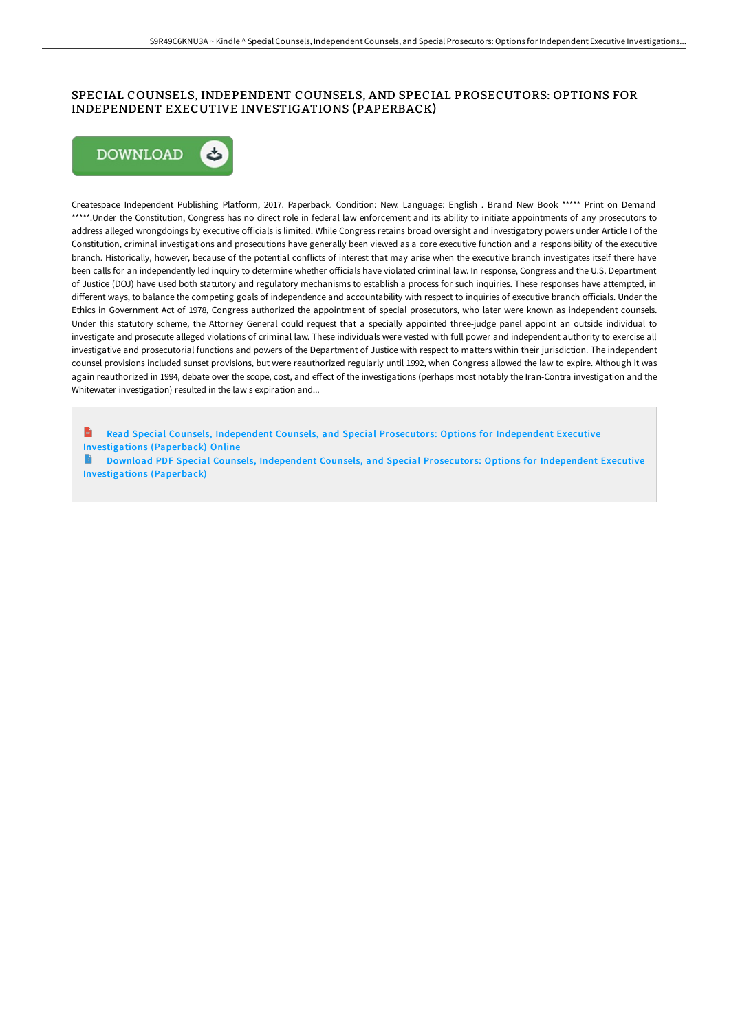# SPECIAL COUNSELS, INDEPENDENT COUNSELS, AND SPECIAL PROSECUTORS: OPTIONS FOR INDEPENDENT EXECUTIVE INVESTIGATIONS (PAPERBACK)

DOWNLOAD

Createspace Independent Publishing Platform, 2017. Paperback. Condition: New. Language: English . Brand New Book ***** Print on Demand *****.Under the Constitution, Congress has no direct role in federal law enforcement and its ability to initiate appointments of any prosecutors to address alleged wrongdoings by executive officials is limited. While Congress retains broad oversight and investigatory powers under Article I of the Constitution, criminal investigations and prosecutions have generally been viewed as a core executive function and a responsibility of the executive branch. Historically, however, because of the potential conflicts of interest that may arise when the executive branch investigates itself there have been calls for an independently led inquiry to determine whether officials have violated criminal law. In response, Congress and the U.S. Department of Justice (DOJ) have used both statutory and regulatory mechanisms to establish a process for such inquiries. These responses have attempted, in different ways, to balance the competing goals of independence and accountability with respect to inquiries of executive branch officials. Under the Ethics in Government Act of 1978, Congress authorized the appointment of special prosecutors, who later were known as independent counsels. Under this statutory scheme, the Attorney General could request that a specially appointed three-judge panel appoint an outside individual to investigate and prosecute alleged violations of criminal law. These individuals were vested with full power and independent authority to exercise all investigative and prosecutorial functions and powers of the Department of Justice with respect to matters within their jurisdiction. The independent counsel provisions included sunset provisions, but were reauthorized regularly until 1992, when Congress allowed the law to expire. Although it was again reauthorized in 1994, debate over the scope, cost, and effect of the investigations (perhaps most notably the Iran-Contra investigation and the Whitewater investigation) resulted in the law s expiration and...

Read Special Counsels, Independent Counsels, and Special Prosecutors: Options for Independent Executive Investigations (Paperback) Online

Download PDF Special Counsels, Independent Counsels, and Special Prosecutors: Options for Independent Executive Investigations (Paperback)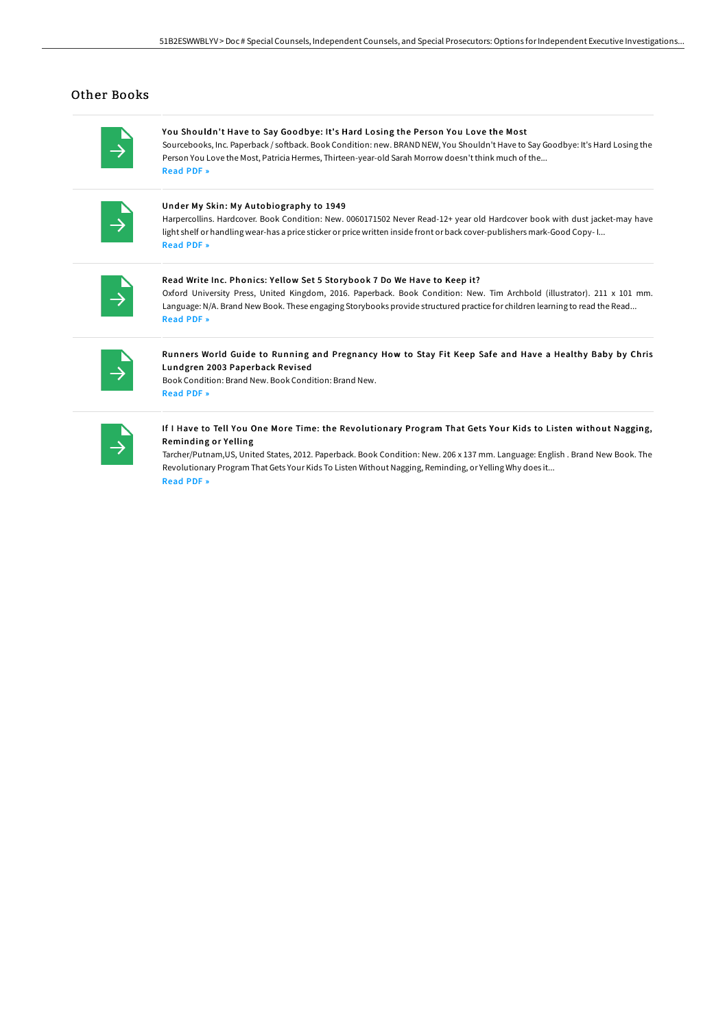## Other Books

**You Shouldn't Have to Say Goodbye: It's Hard Losing the Person You Love the Most**

Sourcebooks, Inc. Paperback / softback. Book Condition: new. BRAND NEW, You Shouldn't Have to Say Goodbye: It's Hard Losing the Person You Love the Most, Patricia Hermes, Thirteen-year-old Sarah Morrow doesn't think much of the...

Read PDF »

**Under My Skin: My Autobiography to 1949**

Harpercollins. Hardcover. Book Condition: New. 0060171502 Never Read-12+ year old Hardcover book with dust jacket-may have light shelf or handling wear-has a price sticker or price written inside front or back cover-publishers mark-Good Copy- I...

Read PDF »

**Read Write Inc. Phonics: Yellow Set 5 Storybook 7 Do We Have to Keep it?**

Oxford University Press, United Kingdom, 2016. Paperback. Book Condition: New. Tim Archbold (illustrator). 211 x 101 mm. Language: N/A. Brand New Book. These engaging Storybooks provide structured practice for children learning to read the Read...

Read PDF »

**Runners World Guide to Running and Pregnancy How to Stay Fit Keep Safe and Have a Healthy Baby by Chris Lundgren 2003 Paperback Revised**

Book Condition: Brand New. Book Condition: Brand New.

Read PDF »

**If I Have to Tell You One More Time: the Revolutionary Program That Gets Your Kids to Listen without Nagging, Reminding or Yelling**

Tarcher/Putnam,US, United States, 2012. Paperback. Book Condition: New. 206 x 137 mm. Language: English . Brand New Book. The Revolutionary Program That Gets Your Kids To Listen Without Nagging, Reminding, or Yelling Why does it...

Read PDF »